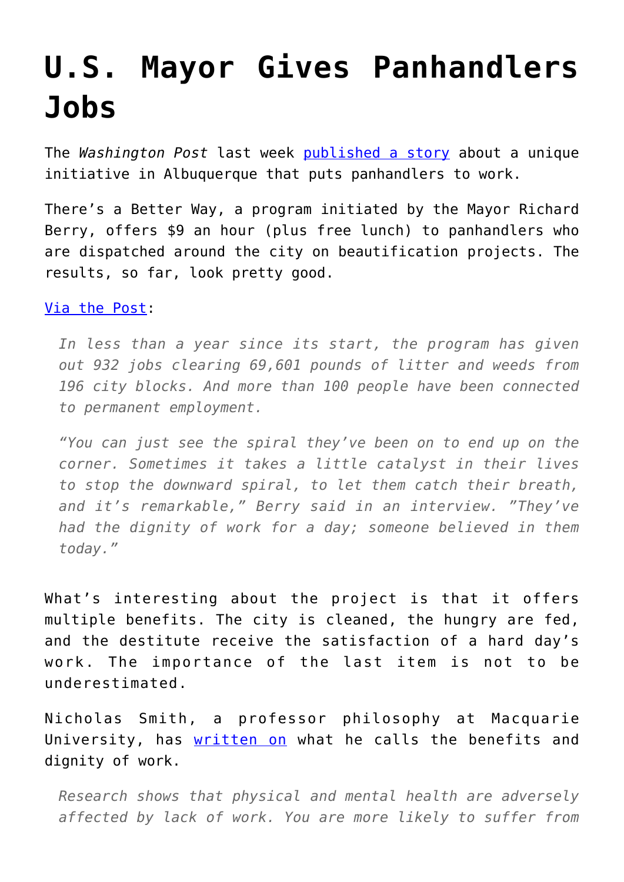# U.S. Mayor Gives Panhandlers Jobs

The *Washington Post* last week [published a story](#) about a unique initiative in Albuquerque that puts panhandlers to work.

There's a Better Way, a program initiated by the Mayor Richard Berry, offers $9 an hour (plus free lunch) to panhandlers who are dispatched around the city on beautification projects. The results, so far, look pretty good.

[Via the Post](#):

> *In less than a year since its start, the program has given out 932 jobs clearing 69,601 pounds of litter and weeds from 196 city blocks. And more than 100 people have been connected to permanent employment.*
>
> *"You can just see the spiral they've been on to end up on the corner. Sometimes it takes a little catalyst in their lives to stop the downward spiral, to let them catch their breath, and it's remarkable," Berry said in an interview. "They've had the dignity of work for a day; someone believed in them today."*

What's interesting about the project is that it offers multiple benefits. The city is cleaned, the hungry are fed, and the destitute receive the satisfaction of a hard day's work. The importance of the last item is not to be underestimated.

Nicholas Smith, a professor philosophy at Macquarie University, has [written on](#) what he calls the benefits and dignity of work.

> *Research shows that physical and mental health are adversely affected by lack of work. You are more likely to suffer from*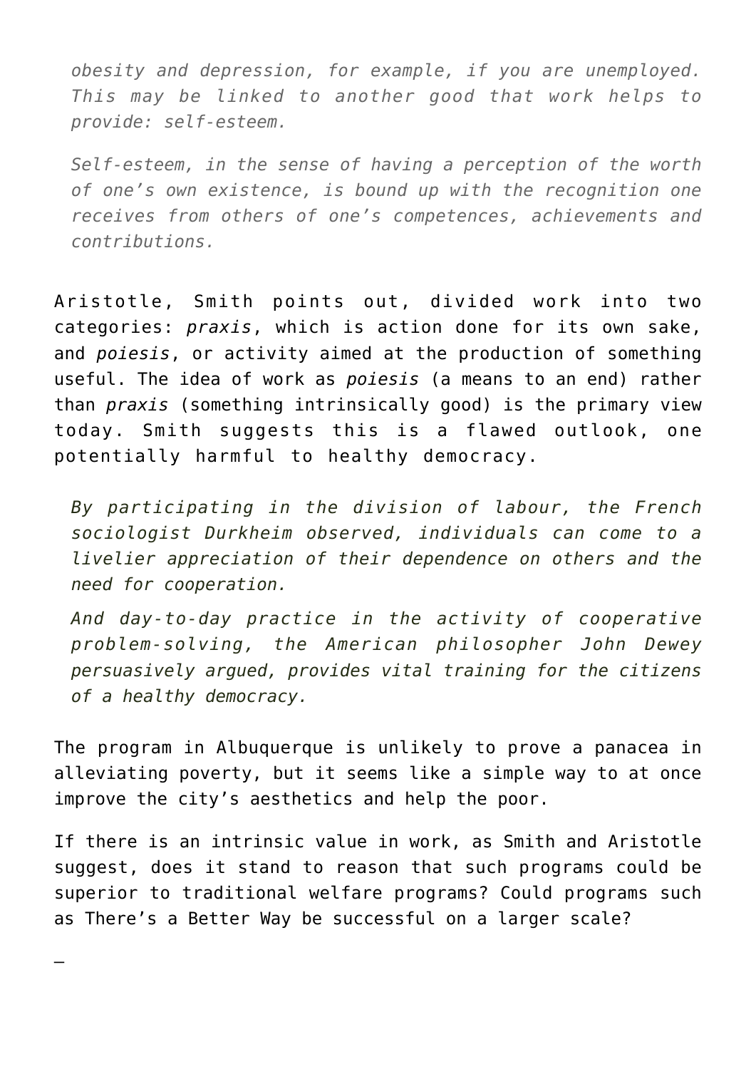> *obesity and depression, for example, if you are unemployed. This may be linked to another good that work helps to provide: self-esteem.*
>
> *Self-esteem, in the sense of having a perception of the worth of one's own existence, is bound up with the recognition one receives from others of one's competences, achievements and contributions.*

Aristotle, Smith points out, divided work into two categories: *praxis*, which is action done for its own sake, and *poiesis*, or activity aimed at the production of something useful. The idea of work as *poiesis* (a means to an end) rather than *praxis* (something intrinsically good) is the primary view today. Smith suggests this is a flawed outlook, one potentially harmful to healthy democracy.

> *By participating in the division of labour, the French sociologist Durkheim observed, individuals can come to a livelier appreciation of their dependence on others and the need for cooperation.*
>
> *And day-to-day practice in the activity of cooperative problem-solving, the American philosopher John Dewey persuasively argued, provides vital training for the citizens of a healthy democracy.*

The program in Albuquerque is unlikely to prove a panacea in alleviating poverty, but it seems like a simple way to at once improve the city's aesthetics and help the poor.

If there is an intrinsic value in work, as Smith and Aristotle suggest, does it stand to reason that such programs could be superior to traditional welfare programs? Could programs such as There's a Better Way be successful on a larger scale?

—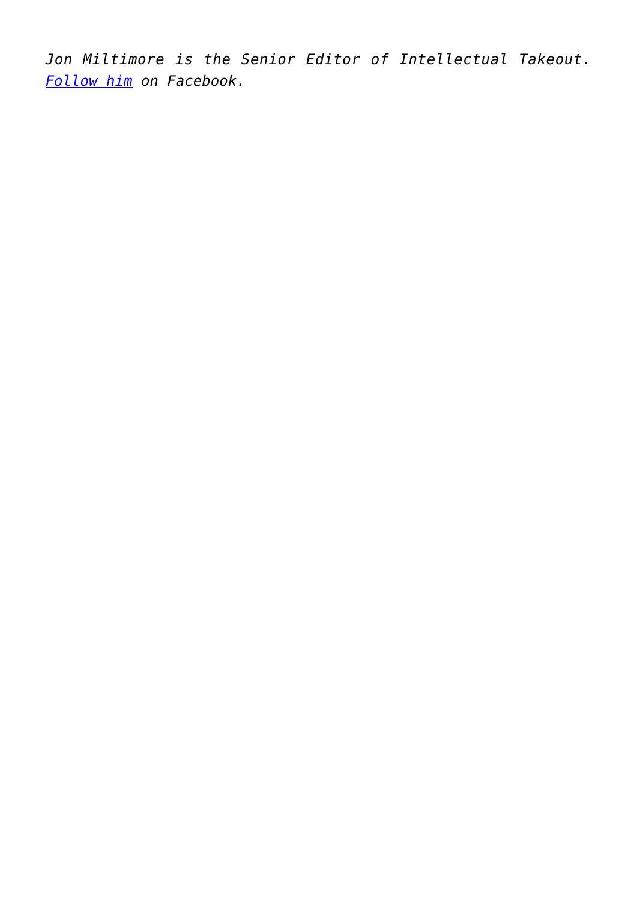*Jon Miltimore is the Senior Editor of Intellectual Takeout. Follow him on Facebook.*